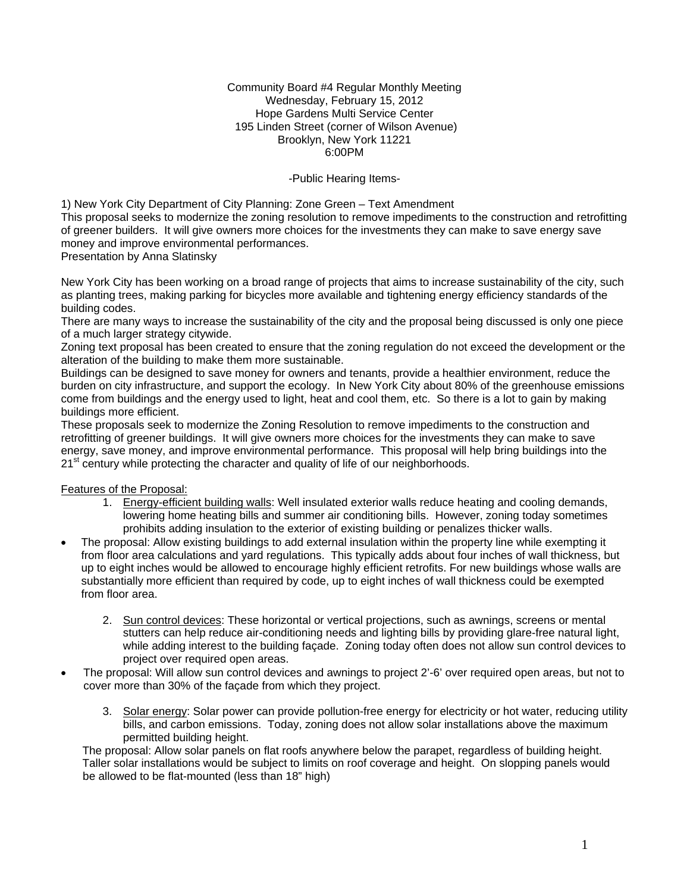Community Board #4 Regular Monthly Meeting
Wednesday, February 15, 2012
Hope Gardens Multi Service Center
195 Linden Street (corner of Wilson Avenue)
Brooklyn, New York 11221
6:00PM

-Public Hearing Items-

1) New York City Department of City Planning: Zone Green – Text Amendment
This proposal seeks to modernize the zoning resolution to remove impediments to the construction and retrofitting of greener builders. It will give owners more choices for the investments they can make to save energy save money and improve environmental performances.
Presentation by Anna Slatinsky

New York City has been working on a broad range of projects that aims to increase sustainability of the city, such as planting trees, making parking for bicycles more available and tightening energy efficiency standards of the building codes.
There are many ways to increase the sustainability of the city and the proposal being discussed is only one piece of a much larger strategy citywide.
Zoning text proposal has been created to ensure that the zoning regulation do not exceed the development or the alteration of the building to make them more sustainable.
Buildings can be designed to save money for owners and tenants, provide a healthier environment, reduce the burden on city infrastructure, and support the ecology. In New York City about 80% of the greenhouse emissions come from buildings and the energy used to light, heat and cool them, etc. So there is a lot to gain by making buildings more efficient.
These proposals seek to modernize the Zoning Resolution to remove impediments to the construction and retrofitting of greener buildings. It will give owners more choices for the investments they can make to save energy, save money, and improve environmental performance. This proposal will help bring buildings into the 21st century while protecting the character and quality of life of our neighborhoods.

Features of the Proposal:

1. Energy-efficient building walls: Well insulated exterior walls reduce heating and cooling demands, lowering home heating bills and summer air conditioning bills. However, zoning today sometimes prohibits adding insulation to the exterior of existing building or penalizes thicker walls.

- The proposal: Allow existing buildings to add external insulation within the property line while exempting it from floor area calculations and yard regulations. This typically adds about four inches of wall thickness, but up to eight inches would be allowed to encourage highly efficient retrofits. For new buildings whose walls are substantially more efficient than required by code, up to eight inches of wall thickness could be exempted from floor area.

2. Sun control devices: These horizontal or vertical projections, such as awnings, screens or mental stutters can help reduce air-conditioning needs and lighting bills by providing glare-free natural light, while adding interest to the building façade. Zoning today often does not allow sun control devices to project over required open areas.

- The proposal: Will allow sun control devices and awnings to project 2'-6' over required open areas, but not to cover more than 30% of the façade from which they project.

3. Solar energy: Solar power can provide pollution-free energy for electricity or hot water, reducing utility bills, and carbon emissions. Today, zoning does not allow solar installations above the maximum permitted building height.

The proposal: Allow solar panels on flat roofs anywhere below the parapet, regardless of building height. Taller solar installations would be subject to limits on roof coverage and height. On slopping panels would be allowed to be flat-mounted (less than 18" high)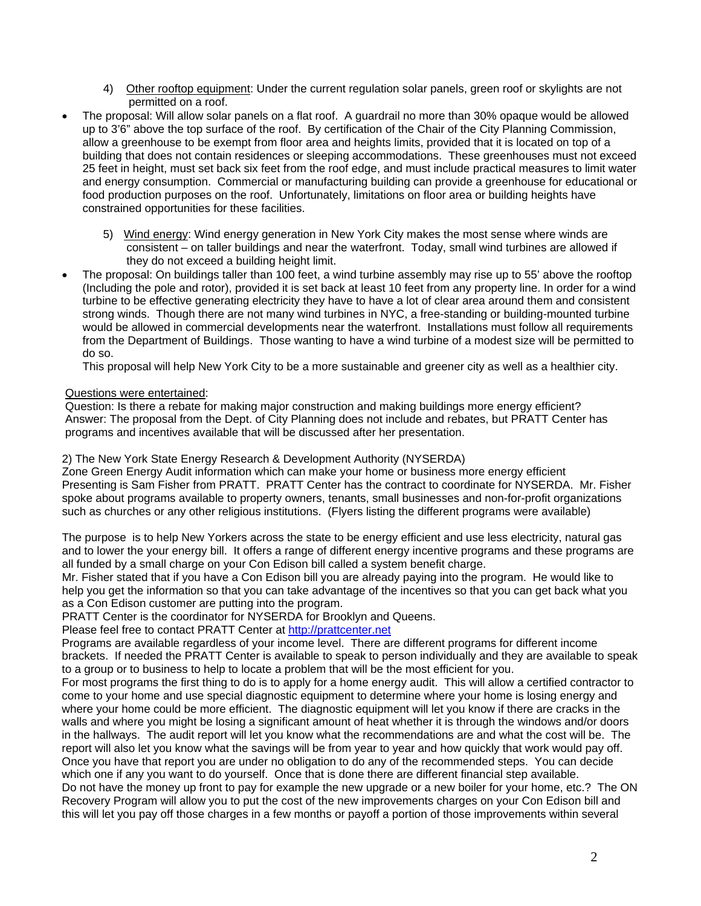4) Other rooftop equipment: Under the current regulation solar panels, green roof or skylights are not permitted on a roof.

- The proposal: Will allow solar panels on a flat roof. A guardrail no more than 30% opaque would be allowed up to 3'6" above the top surface of the roof. By certification of the Chair of the City Planning Commission, allow a greenhouse to be exempt from floor area and heights limits, provided that it is located on top of a building that does not contain residences or sleeping accommodations. These greenhouses must not exceed 25 feet in height, must set back six feet from the roof edge, and must include practical measures to limit water and energy consumption. Commercial or manufacturing building can provide a greenhouse for educational or food production purposes on the roof. Unfortunately, limitations on floor area or building heights have constrained opportunities for these facilities.

5) Wind energy: Wind energy generation in New York City makes the most sense where winds are consistent – on taller buildings and near the waterfront. Today, small wind turbines are allowed if they do not exceed a building height limit.

- The proposal: On buildings taller than 100 feet, a wind turbine assembly may rise up to 55' above the rooftop (Including the pole and rotor), provided it is set back at least 10 feet from any property line. In order for a wind turbine to be effective generating electricity they have to have a lot of clear area around them and consistent strong winds. Though there are not many wind turbines in NYC, a free-standing or building-mounted turbine would be allowed in commercial developments near the waterfront. Installations must follow all requirements from the Department of Buildings. Those wanting to have a wind turbine of a modest size will be permitted to do so.

  This proposal will help New York City to be a more sustainable and greener city as well as a healthier city.

Questions were entertained:
Question: Is there a rebate for making major construction and making buildings more energy efficient?
Answer: The proposal from the Dept. of City Planning does not include and rebates, but PRATT Center has programs and incentives available that will be discussed after her presentation.

2) The New York State Energy Research & Development Authority (NYSERDA)
Zone Green Energy Audit information which can make your home or business more energy efficient
Presenting is Sam Fisher from PRATT. PRATT Center has the contract to coordinate for NYSERDA. Mr. Fisher spoke about programs available to property owners, tenants, small businesses and non-for-profit organizations such as churches or any other religious institutions. (Flyers listing the different programs were available)

The purpose is to help New Yorkers across the state to be energy efficient and use less electricity, natural gas and to lower the your energy bill. It offers a range of different energy incentive programs and these programs are all funded by a small charge on your Con Edison bill called a system benefit charge.
Mr. Fisher stated that if you have a Con Edison bill you are already paying into the program. He would like to help you get the information so that you can take advantage of the incentives so that you can get back what you as a Con Edison customer are putting into the program.
PRATT Center is the coordinator for NYSERDA for Brooklyn and Queens.
Please feel free to contact PRATT Center at http://prattcenter.net
Programs are available regardless of your income level. There are different programs for different income brackets. If needed the PRATT Center is available to speak to person individually and they are available to speak to a group or to business to help to locate a problem that will be the most efficient for you.
For most programs the first thing to do is to apply for a home energy audit. This will allow a certified contractor to come to your home and use special diagnostic equipment to determine where your home is losing energy and where your home could be more efficient. The diagnostic equipment will let you know if there are cracks in the walls and where you might be losing a significant amount of heat whether it is through the windows and/or doors in the hallways. The audit report will let you know what the recommendations are and what the cost will be. The report will also let you know what the savings will be from year to year and how quickly that work would pay off. Once you have that report you are under no obligation to do any of the recommended steps. You can decide which one if any you want to do yourself. Once that is done there are different financial step available.
Do not have the money up front to pay for example the new upgrade or a new boiler for your home, etc.? The ON Recovery Program will allow you to put the cost of the new improvements charges on your Con Edison bill and this will let you pay off those charges in a few months or payoff a portion of those improvements within several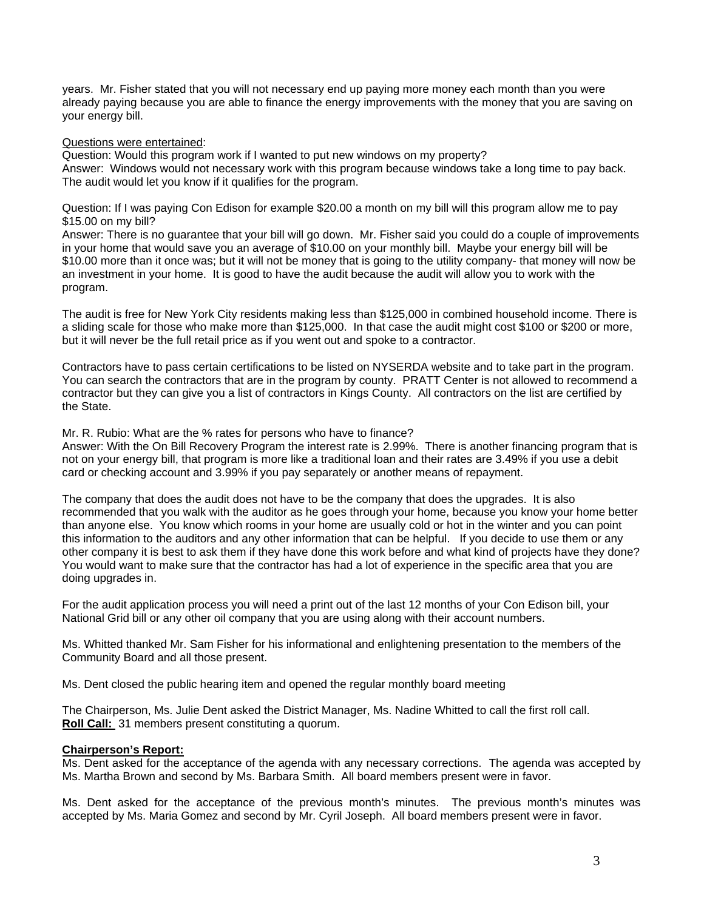years. Mr. Fisher stated that you will not necessary end up paying more money each month than you were already paying because you are able to finance the energy improvements with the money that you are saving on your energy bill.

<u>Questions were entertained</u>:

Question: Would this program work if I wanted to put new windows on my property?
Answer: Windows would not necessary work with this program because windows take a long time to pay back. The audit would let you know if it qualifies for the program.

Question: If I was paying Con Edison for example $20.00 a month on my bill will this program allow me to pay $15.00 on my bill?
Answer: There is no guarantee that your bill will go down. Mr. Fisher said you could do a couple of improvements in your home that would save you an average of $10.00 on your monthly bill. Maybe your energy bill will be $10.00 more than it once was; but it will not be money that is going to the utility company- that money will now be an investment in your home. It is good to have the audit because the audit will allow you to work with the program.

The audit is free for New York City residents making less than $125,000 in combined household income. There is a sliding scale for those who make more than $125,000. In that case the audit might cost $100 or $200 or more, but it will never be the full retail price as if you went out and spoke to a contractor.

Contractors have to pass certain certifications to be listed on NYSERDA website and to take part in the program. You can search the contractors that are in the program by county. PRATT Center is not allowed to recommend a contractor but they can give you a list of contractors in Kings County. All contractors on the list are certified by the State.

Mr. R. Rubio: What are the % rates for persons who have to finance?
Answer: With the On Bill Recovery Program the interest rate is 2.99%. There is another financing program that is not on your energy bill, that program is more like a traditional loan and their rates are 3.49% if you use a debit card or checking account and 3.99% if you pay separately or another means of repayment.

The company that does the audit does not have to be the company that does the upgrades. It is also recommended that you walk with the auditor as he goes through your home, because you know your home better than anyone else. You know which rooms in your home are usually cold or hot in the winter and you can point this information to the auditors and any other information that can be helpful. If you decide to use them or any other company it is best to ask them if they have done this work before and what kind of projects have they done? You would want to make sure that the contractor has had a lot of experience in the specific area that you are doing upgrades in.

For the audit application process you will need a print out of the last 12 months of your Con Edison bill, your National Grid bill or any other oil company that you are using along with their account numbers.

Ms. Whitted thanked Mr. Sam Fisher for his informational and enlightening presentation to the members of the Community Board and all those present.

Ms. Dent closed the public hearing item and opened the regular monthly board meeting

The Chairperson, Ms. Julie Dent asked the District Manager, Ms. Nadine Whitted to call the first roll call.
**<u>Roll Call:</u>** 31 members present constituting a quorum.

**<u>Chairperson's Report:</u>**

Ms. Dent asked for the acceptance of the agenda with any necessary corrections. The agenda was accepted by Ms. Martha Brown and second by Ms. Barbara Smith. All board members present were in favor.

Ms. Dent asked for the acceptance of the previous month's minutes. The previous month's minutes was accepted by Ms. Maria Gomez and second by Mr. Cyril Joseph. All board members present were in favor.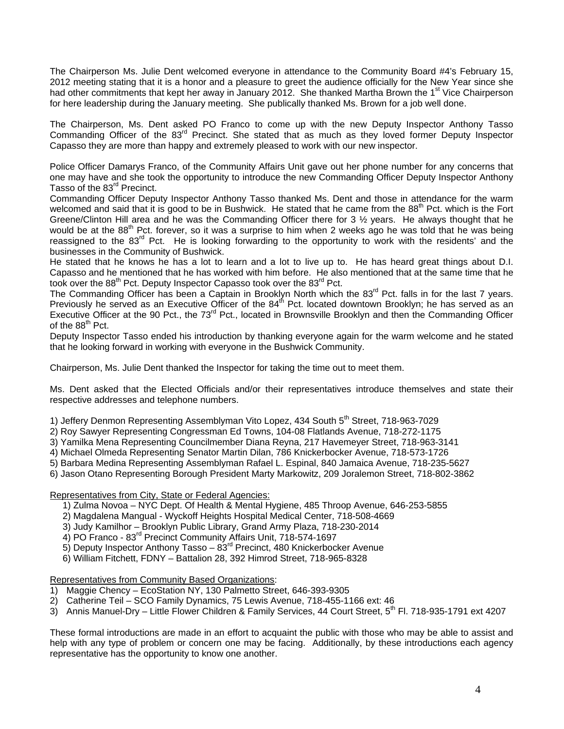The Chairperson Ms. Julie Dent welcomed everyone in attendance to the Community Board #4's February 15, 2012 meeting stating that it is a honor and a pleasure to greet the audience officially for the New Year since she had other commitments that kept her away in January 2012. She thanked Martha Brown the 1st Vice Chairperson for here leadership during the January meeting. She publically thanked Ms. Brown for a job well done.

The Chairperson, Ms. Dent asked PO Franco to come up with the new Deputy Inspector Anthony Tasso Commanding Officer of the 83rd Precinct. She stated that as much as they loved former Deputy Inspector Capasso they are more than happy and extremely pleased to work with our new inspector.

Police Officer Damarys Franco, of the Community Affairs Unit gave out her phone number for any concerns that one may have and she took the opportunity to introduce the new Commanding Officer Deputy Inspector Anthony Tasso of the 83rd Precinct.

Commanding Officer Deputy Inspector Anthony Tasso thanked Ms. Dent and those in attendance for the warm welcomed and said that it is good to be in Bushwick. He stated that he came from the 88th Pct. which is the Fort Greene/Clinton Hill area and he was the Commanding Officer there for 3 ½ years. He always thought that he would be at the 88th Pct. forever, so it was a surprise to him when 2 weeks ago he was told that he was being reassigned to the 83rd Pct. He is looking forwarding to the opportunity to work with the residents' and the businesses in the Community of Bushwick.

He stated that he knows he has a lot to learn and a lot to live up to. He has heard great things about D.I. Capasso and he mentioned that he has worked with him before. He also mentioned that at the same time that he took over the 88th Pct. Deputy Inspector Capasso took over the 83rd Pct.

The Commanding Officer has been a Captain in Brooklyn North which the 83rd Pct. falls in for the last 7 years. Previously he served as an Executive Officer of the 84th Pct. located downtown Brooklyn; he has served as an Executive Officer at the 90 Pct., the 73rd Pct., located in Brownsville Brooklyn and then the Commanding Officer of the 88th Pct.

Deputy Inspector Tasso ended his introduction by thanking everyone again for the warm welcome and he stated that he looking forward in working with everyone in the Bushwick Community.

Chairperson, Ms. Julie Dent thanked the Inspector for taking the time out to meet them.

Ms. Dent asked that the Elected Officials and/or their representatives introduce themselves and state their respective addresses and telephone numbers.

1) Jeffery Denmon Representing Assemblyman Vito Lopez, 434 South 5th Street, 718-963-7029
2) Roy Sawyer Representing Congressman Ed Towns, 104-08 Flatlands Avenue, 718-272-1175
3) Yamilka Mena Representing Councilmember Diana Reyna, 217 Havemeyer Street, 718-963-3141
4) Michael Olmeda Representing Senator Martin Dilan, 786 Knickerbocker Avenue, 718-573-1726
5) Barbara Medina Representing Assemblyman Rafael L. Espinal, 840 Jamaica Avenue, 718-235-5627
6) Jason Otano Representing Borough President Marty Markowitz, 209 Joralemon Street, 718-802-3862

<u>Representatives from City, State or Federal Agencies:</u>

1) Zulma Novoa – NYC Dept. Of Health & Mental Hygiene, 485 Throop Avenue, 646-253-5855
2) Magdalena Mangual - Wyckoff Heights Hospital Medical Center, 718-508-4669
3) Judy Kamilhor – Brooklyn Public Library, Grand Army Plaza, 718-230-2014
4) PO Franco - 83rd Precinct Community Affairs Unit, 718-574-1697
5) Deputy Inspector Anthony Tasso – 83rd Precinct, 480 Knickerbocker Avenue
6) William Fitchett, FDNY – Battalion 28, 392 Himrod Street, 718-965-8328

<u>Representatives from Community Based Organizations</u>:

1) Maggie Chency – EcoStation NY, 130 Palmetto Street, 646-393-9305
2) Catherine Teil – SCO Family Dynamics, 75 Lewis Avenue, 718-455-1166 ext: 46
3) Annis Manuel-Dry – Little Flower Children & Family Services, 44 Court Street, 5th Fl. 718-935-1791 ext 4207

These formal introductions are made in an effort to acquaint the public with those who may be able to assist and help with any type of problem or concern one may be facing. Additionally, by these introductions each agency representative has the opportunity to know one another.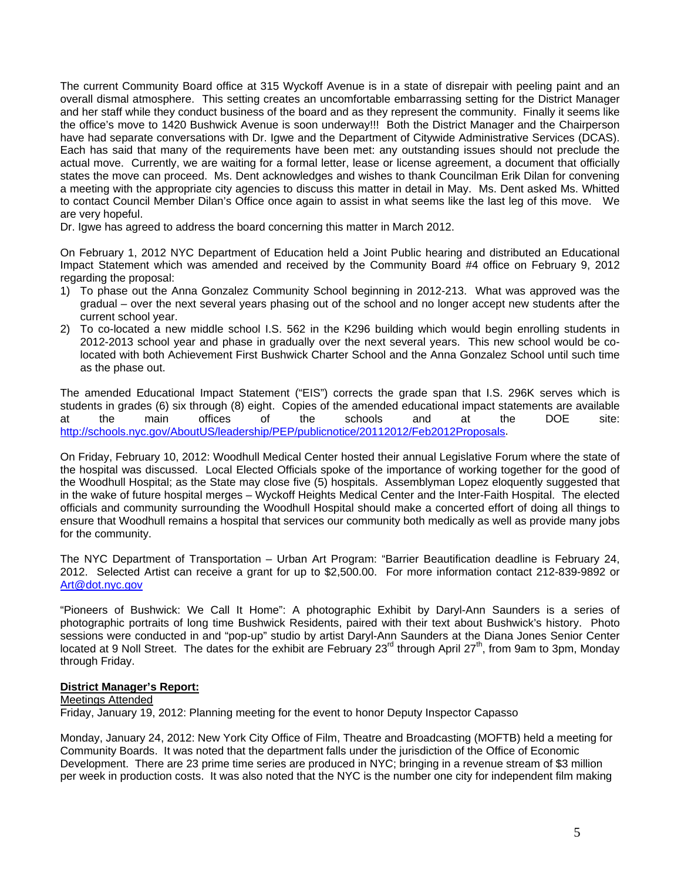The current Community Board office at 315 Wyckoff Avenue is in a state of disrepair with peeling paint and an overall dismal atmosphere. This setting creates an uncomfortable embarrassing setting for the District Manager and her staff while they conduct business of the board and as they represent the community. Finally it seems like the office's move to 1420 Bushwick Avenue is soon underway!!! Both the District Manager and the Chairperson have had separate conversations with Dr. Igwe and the Department of Citywide Administrative Services (DCAS). Each has said that many of the requirements have been met: any outstanding issues should not preclude the actual move. Currently, we are waiting for a formal letter, lease or license agreement, a document that officially states the move can proceed. Ms. Dent acknowledges and wishes to thank Councilman Erik Dilan for convening a meeting with the appropriate city agencies to discuss this matter in detail in May. Ms. Dent asked Ms. Whitted to contact Council Member Dilan's Office once again to assist in what seems like the last leg of this move. We are very hopeful.
Dr. Igwe has agreed to address the board concerning this matter in March 2012.

On February 1, 2012 NYC Department of Education held a Joint Public hearing and distributed an Educational Impact Statement which was amended and received by the Community Board #4 office on February 9, 2012 regarding the proposal:

1) To phase out the Anna Gonzalez Community School beginning in 2012-213. What was approved was the gradual – over the next several years phasing out of the school and no longer accept new students after the current school year.
2) To co-located a new middle school I.S. 562 in the K296 building which would begin enrolling students in 2012-2013 school year and phase in gradually over the next several years. This new school would be co-located with both Achievement First Bushwick Charter School and the Anna Gonzalez School until such time as the phase out.

The amended Educational Impact Statement ("EIS") corrects the grade span that I.S. 296K serves which is students in grades (6) six through (8) eight. Copies of the amended educational impact statements are available at the main offices of the schools and at the DOE site: http://schools.nyc.gov/AboutUS/leadership/PEP/publicnotice/20112012/Feb2012Proposals.

On Friday, February 10, 2012: Woodhull Medical Center hosted their annual Legislative Forum where the state of the hospital was discussed. Local Elected Officials spoke of the importance of working together for the good of the Woodhull Hospital; as the State may close five (5) hospitals. Assemblyman Lopez eloquently suggested that in the wake of future hospital merges – Wyckoff Heights Medical Center and the Inter-Faith Hospital. The elected officials and community surrounding the Woodhull Hospital should make a concerted effort of doing all things to ensure that Woodhull remains a hospital that services our community both medically as well as provide many jobs for the community.

The NYC Department of Transportation – Urban Art Program: "Barrier Beautification deadline is February 24, 2012. Selected Artist can receive a grant for up to $2,500.00. For more information contact 212-839-9892 or Art@dot.nyc.gov

"Pioneers of Bushwick: We Call It Home": A photographic Exhibit by Daryl-Ann Saunders is a series of photographic portraits of long time Bushwick Residents, paired with their text about Bushwick's history. Photo sessions were conducted in and "pop-up" studio by artist Daryl-Ann Saunders at the Diana Jones Senior Center located at 9 Noll Street. The dates for the exhibit are February 23rd through April 27th, from 9am to 3pm, Monday through Friday.

**District Manager's Report:**

Meetings Attended

Friday, January 19, 2012: Planning meeting for the event to honor Deputy Inspector Capasso

Monday, January 24, 2012: New York City Office of Film, Theatre and Broadcasting (MOFTB) held a meeting for Community Boards. It was noted that the department falls under the jurisdiction of the Office of Economic Development. There are 23 prime time series are produced in NYC; bringing in a revenue stream of $3 million per week in production costs. It was also noted that the NYC is the number one city for independent film making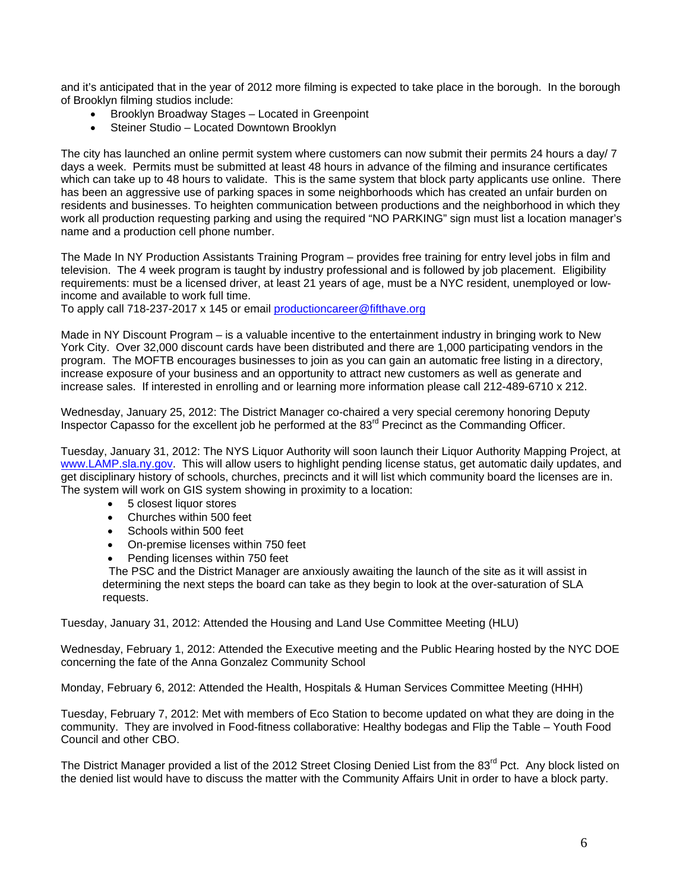and it's anticipated that in the year of 2012 more filming is expected to take place in the borough. In the borough of Brooklyn filming studios include:

- Brooklyn Broadway Stages – Located in Greenpoint
- Steiner Studio – Located Downtown Brooklyn

The city has launched an online permit system where customers can now submit their permits 24 hours a day/ 7 days a week. Permits must be submitted at least 48 hours in advance of the filming and insurance certificates which can take up to 48 hours to validate. This is the same system that block party applicants use online. There has been an aggressive use of parking spaces in some neighborhoods which has created an unfair burden on residents and businesses. To heighten communication between productions and the neighborhood in which they work all production requesting parking and using the required "NO PARKING" sign must list a location manager's name and a production cell phone number.

The Made In NY Production Assistants Training Program – provides free training for entry level jobs in film and television. The 4 week program is taught by industry professional and is followed by job placement. Eligibility requirements: must be a licensed driver, at least 21 years of age, must be a NYC resident, unemployed or low-income and available to work full time.
To apply call 718-237-2017 x 145 or email productioncareer@fifthave.org

Made in NY Discount Program – is a valuable incentive to the entertainment industry in bringing work to New York City. Over 32,000 discount cards have been distributed and there are 1,000 participating vendors in the program. The MOFTB encourages businesses to join as you can gain an automatic free listing in a directory, increase exposure of your business and an opportunity to attract new customers as well as generate and increase sales. If interested in enrolling and or learning more information please call 212-489-6710 x 212.

Wednesday, January 25, 2012: The District Manager co-chaired a very special ceremony honoring Deputy Inspector Capasso for the excellent job he performed at the 83rd Precinct as the Commanding Officer.

Tuesday, January 31, 2012: The NYS Liquor Authority will soon launch their Liquor Authority Mapping Project, at www.LAMP.sla.ny.gov. This will allow users to highlight pending license status, get automatic daily updates, and get disciplinary history of schools, churches, precincts and it will list which community board the licenses are in. The system will work on GIS system showing in proximity to a location:

- 5 closest liquor stores
- Churches within 500 feet
- Schools within 500 feet
- On-premise licenses within 750 feet
- Pending licenses within 750 feet

The PSC and the District Manager are anxiously awaiting the launch of the site as it will assist in determining the next steps the board can take as they begin to look at the over-saturation of SLA requests.

Tuesday, January 31, 2012: Attended the Housing and Land Use Committee Meeting (HLU)

Wednesday, February 1, 2012: Attended the Executive meeting and the Public Hearing hosted by the NYC DOE concerning the fate of the Anna Gonzalez Community School

Monday, February 6, 2012: Attended the Health, Hospitals & Human Services Committee Meeting (HHH)

Tuesday, February 7, 2012: Met with members of Eco Station to become updated on what they are doing in the community. They are involved in Food-fitness collaborative: Healthy bodegas and Flip the Table – Youth Food Council and other CBO.

The District Manager provided a list of the 2012 Street Closing Denied List from the 83rd Pct. Any block listed on the denied list would have to discuss the matter with the Community Affairs Unit in order to have a block party.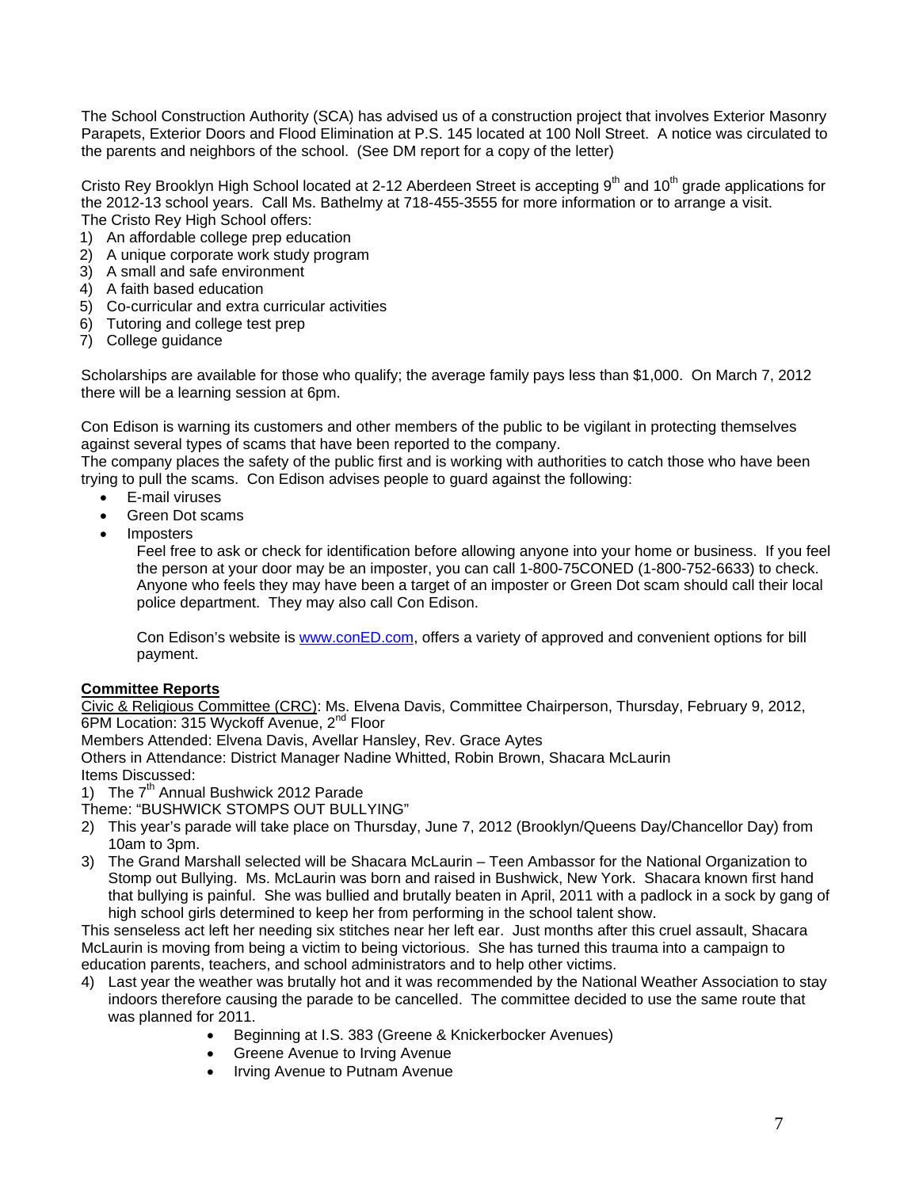The School Construction Authority (SCA) has advised us of a construction project that involves Exterior Masonry Parapets, Exterior Doors and Flood Elimination at P.S. 145 located at 100 Noll Street. A notice was circulated to the parents and neighbors of the school. (See DM report for a copy of the letter)

Cristo Rey Brooklyn High School located at 2-12 Aberdeen Street is accepting 9th and 10th grade applications for the 2012-13 school years. Call Ms. Bathelmy at 718-455-3555 for more information or to arrange a visit.
The Cristo Rey High School offers:

1) An affordable college prep education
2) A unique corporate work study program
3) A small and safe environment
4) A faith based education
5) Co-curricular and extra curricular activities
6) Tutoring and college test prep
7) College guidance

Scholarships are available for those who qualify; the average family pays less than $1,000. On March 7, 2012 there will be a learning session at 6pm.

Con Edison is warning its customers and other members of the public to be vigilant in protecting themselves against several types of scams that have been reported to the company.
The company places the safety of the public first and is working with authorities to catch those who have been trying to pull the scams. Con Edison advises people to guard against the following:

- E-mail viruses
- Green Dot scams
- Imposters

  Feel free to ask or check for identification before allowing anyone into your home or business. If you feel the person at your door may be an imposter, you can call 1-800-75CONED (1-800-752-6633) to check. Anyone who feels they may have been a target of an imposter or Green Dot scam should call their local police department. They may also call Con Edison.

  Con Edison's website is [www.conED.com](www.conED.com), offers a variety of approved and convenient options for bill payment.

**Committee Reports**

Civic & Religious Committee (CRC): Ms. Elvena Davis, Committee Chairperson, Thursday, February 9, 2012, 6PM Location: 315 Wyckoff Avenue, 2nd Floor
Members Attended: Elvena Davis, Avellar Hansley, Rev. Grace Aytes
Others in Attendance: District Manager Nadine Whitted, Robin Brown, Shacara McLaurin
Items Discussed:

1) The 7th Annual Bushwick 2012 Parade

Theme: "BUSHWICK STOMPS OUT BULLYING"

2) This year's parade will take place on Thursday, June 7, 2012 (Brooklyn/Queens Day/Chancellor Day) from 10am to 3pm.
3) The Grand Marshall selected will be Shacara McLaurin – Teen Ambassor for the National Organization to Stomp out Bullying. Ms. McLaurin was born and raised in Bushwick, New York. Shacara known first hand that bullying is painful. She was bullied and brutally beaten in April, 2011 with a padlock in a sock by gang of high school girls determined to keep her from performing in the school talent show.

This senseless act left her needing six stitches near her left ear. Just months after this cruel assault, Shacara McLaurin is moving from being a victim to being victorious. She has turned this trauma into a campaign to education parents, teachers, and school administrators and to help other victims.

4) Last year the weather was brutally hot and it was recommended by the National Weather Association to stay indoors therefore causing the parade to be cancelled. The committee decided to use the same route that was planned for 2011.
   - Beginning at I.S. 383 (Greene & Knickerbocker Avenues)
   - Greene Avenue to Irving Avenue
   - Irving Avenue to Putnam Avenue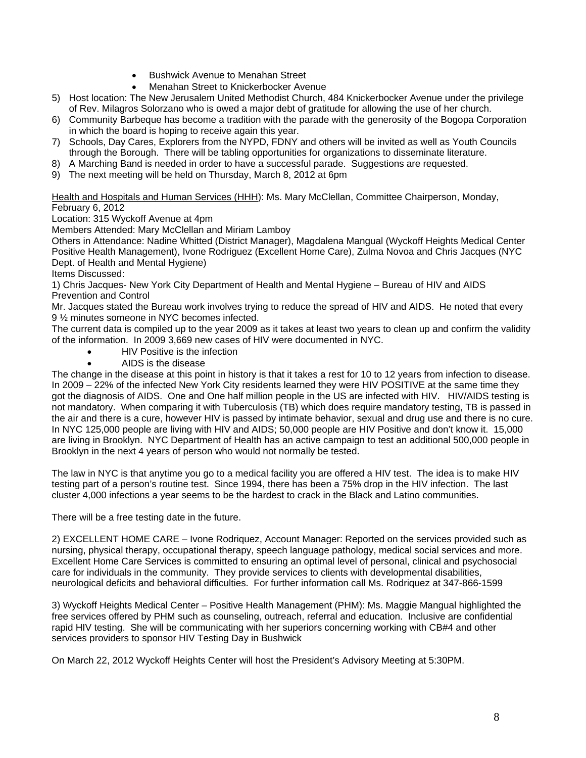- Bushwick Avenue to Menahan Street
- Menahan Street to Knickerbocker Avenue

5) Host location: The New Jerusalem United Methodist Church, 484 Knickerbocker Avenue under the privilege of Rev. Milagros Solorzano who is owed a major debt of gratitude for allowing the use of her church.
6) Community Barbeque has become a tradition with the parade with the generosity of the Bogopa Corporation in which the board is hoping to receive again this year.
7) Schools, Day Cares, Explorers from the NYPD, FDNY and others will be invited as well as Youth Councils through the Borough. There will be tabling opportunities for organizations to disseminate literature.
8) A Marching Band is needed in order to have a successful parade. Suggestions are requested.
9) The next meeting will be held on Thursday, March 8, 2012 at 6pm

<u>Health and Hospitals and Human Services (HHH)</u>: Ms. Mary McClellan, Committee Chairperson, Monday, February 6, 2012
Location: 315 Wyckoff Avenue at 4pm
Members Attended: Mary McClellan and Miriam Lamboy
Others in Attendance: Nadine Whitted (District Manager), Magdalena Mangual (Wyckoff Heights Medical Center Positive Health Management), Ivone Rodriguez (Excellent Home Care), Zulma Novoa and Chris Jacques (NYC Dept. of Health and Mental Hygiene)
Items Discussed:
1) Chris Jacques- New York City Department of Health and Mental Hygiene – Bureau of HIV and AIDS Prevention and Control
Mr. Jacques stated the Bureau work involves trying to reduce the spread of HIV and AIDS. He noted that every 9 ½ minutes someone in NYC becomes infected.
The current data is compiled up to the year 2009 as it takes at least two years to clean up and confirm the validity of the information. In 2009 3,669 new cases of HIV were documented in NYC.

- HIV Positive is the infection
- AIDS is the disease

The change in the disease at this point in history is that it takes a rest for 10 to 12 years from infection to disease. In 2009 – 22% of the infected New York City residents learned they were HIV POSITIVE at the same time they got the diagnosis of AIDS. One and One half million people in the US are infected with HIV. HIV/AIDS testing is not mandatory. When comparing it with Tuberculosis (TB) which does require mandatory testing, TB is passed in the air and there is a cure, however HIV is passed by intimate behavior, sexual and drug use and there is no cure. In NYC 125,000 people are living with HIV and AIDS; 50,000 people are HIV Positive and don't know it. 15,000 are living in Brooklyn. NYC Department of Health has an active campaign to test an additional 500,000 people in Brooklyn in the next 4 years of person who would not normally be tested.

The law in NYC is that anytime you go to a medical facility you are offered a HIV test. The idea is to make HIV testing part of a person's routine test. Since 1994, there has been a 75% drop in the HIV infection. The last cluster 4,000 infections a year seems to be the hardest to crack in the Black and Latino communities.

There will be a free testing date in the future.

2) EXCELLENT HOME CARE – Ivone Rodriquez, Account Manager: Reported on the services provided such as nursing, physical therapy, occupational therapy, speech language pathology, medical social services and more. Excellent Home Care Services is committed to ensuring an optimal level of personal, clinical and psychosocial care for individuals in the community. They provide services to clients with developmental disabilities, neurological deficits and behavioral difficulties. For further information call Ms. Rodriquez at 347-866-1599

3) Wyckoff Heights Medical Center – Positive Health Management (PHM): Ms. Maggie Mangual highlighted the free services offered by PHM such as counseling, outreach, referral and education. Inclusive are confidential rapid HIV testing. She will be communicating with her superiors concerning working with CB#4 and other services providers to sponsor HIV Testing Day in Bushwick

On March 22, 2012 Wyckoff Heights Center will host the President's Advisory Meeting at 5:30PM.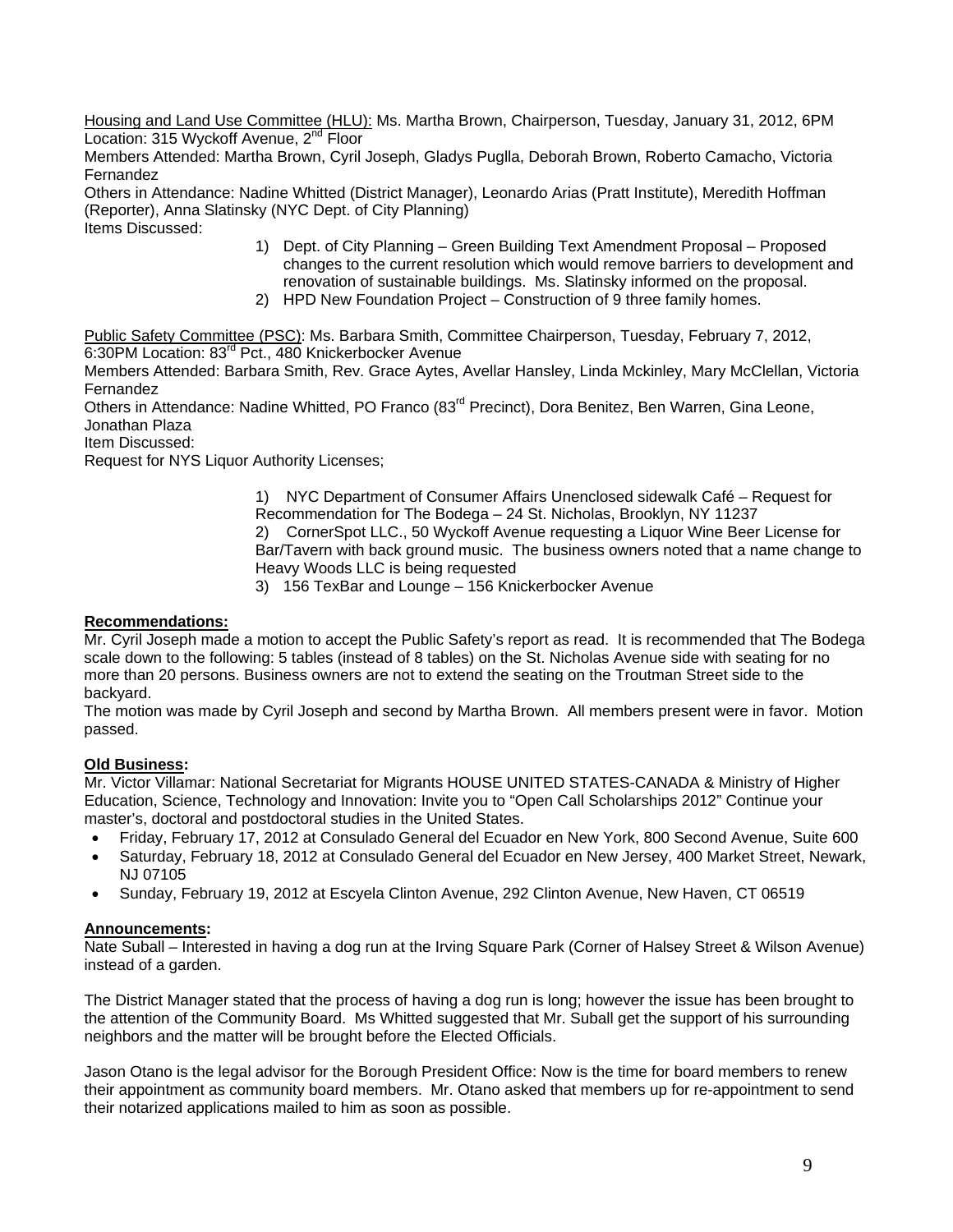Housing and Land Use Committee (HLU): Ms. Martha Brown, Chairperson, Tuesday, January 31, 2012, 6PM Location: 315 Wyckoff Avenue, 2nd Floor
Members Attended: Martha Brown, Cyril Joseph, Gladys Puglla, Deborah Brown, Roberto Camacho, Victoria Fernandez
Others in Attendance: Nadine Whitted (District Manager), Leonardo Arias (Pratt Institute), Meredith Hoffman (Reporter), Anna Slatinsky (NYC Dept. of City Planning)
Items Discussed:

1) Dept. of City Planning – Green Building Text Amendment Proposal – Proposed changes to the current resolution which would remove barriers to development and renovation of sustainable buildings. Ms. Slatinsky informed on the proposal.
2) HPD New Foundation Project – Construction of 9 three family homes.

Public Safety Committee (PSC): Ms. Barbara Smith, Committee Chairperson, Tuesday, February 7, 2012, 6:30PM Location: 83rd Pct., 480 Knickerbocker Avenue
Members Attended: Barbara Smith, Rev. Grace Aytes, Avellar Hansley, Linda Mckinley, Mary McClellan, Victoria Fernandez
Others in Attendance: Nadine Whitted, PO Franco (83rd Precinct), Dora Benitez, Ben Warren, Gina Leone, Jonathan Plaza
Item Discussed:
Request for NYS Liquor Authority Licenses;

1) NYC Department of Consumer Affairs Unenclosed sidewalk Café – Request for Recommendation for The Bodega – 24 St. Nicholas, Brooklyn, NY 11237
2) CornerSpot LLC., 50 Wyckoff Avenue requesting a Liquor Wine Beer License for Bar/Tavern with back ground music. The business owners noted that a name change to Heavy Woods LLC is being requested
3) 156 TexBar and Lounge – 156 Knickerbocker Avenue

**Recommendations:**
Mr. Cyril Joseph made a motion to accept the Public Safety's report as read. It is recommended that The Bodega scale down to the following: 5 tables (instead of 8 tables) on the St. Nicholas Avenue side with seating for no more than 20 persons. Business owners are not to extend the seating on the Troutman Street side to the backyard.
The motion was made by Cyril Joseph and second by Martha Brown. All members present were in favor. Motion passed.

**Old Business:**
Mr. Victor Villamar: National Secretariat for Migrants HOUSE UNITED STATES-CANADA & Ministry of Higher Education, Science, Technology and Innovation: Invite you to "Open Call Scholarships 2012" Continue your master's, doctoral and postdoctoral studies in the United States.

- Friday, February 17, 2012 at Consulado General del Ecuador en New York, 800 Second Avenue, Suite 600
- Saturday, February 18, 2012 at Consulado General del Ecuador en New Jersey, 400 Market Street, Newark, NJ 07105
- Sunday, February 19, 2012 at Escyela Clinton Avenue, 292 Clinton Avenue, New Haven, CT 06519

**Announcements:**
Nate Suball – Interested in having a dog run at the Irving Square Park (Corner of Halsey Street & Wilson Avenue) instead of a garden.

The District Manager stated that the process of having a dog run is long; however the issue has been brought to the attention of the Community Board. Ms Whitted suggested that Mr. Suball get the support of his surrounding neighbors and the matter will be brought before the Elected Officials.

Jason Otano is the legal advisor for the Borough President Office: Now is the time for board members to renew their appointment as community board members. Mr. Otano asked that members up for re-appointment to send their notarized applications mailed to him as soon as possible.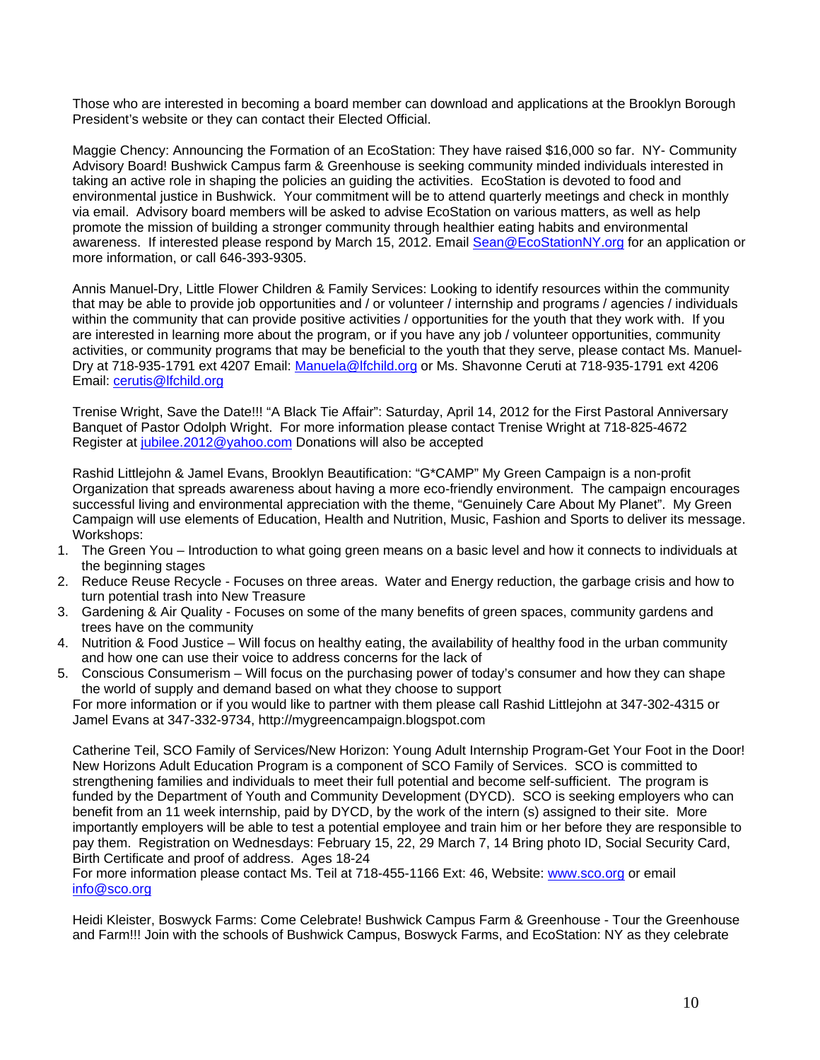Those who are interested in becoming a board member can download and applications at the Brooklyn Borough President's website or they can contact their Elected Official.

Maggie Chency: Announcing the Formation of an EcoStation: They have raised $16,000 so far. NY- Community Advisory Board! Bushwick Campus farm & Greenhouse is seeking community minded individuals interested in taking an active role in shaping the policies an guiding the activities. EcoStation is devoted to food and environmental justice in Bushwick. Your commitment will be to attend quarterly meetings and check in monthly via email. Advisory board members will be asked to advise EcoStation on various matters, as well as help promote the mission of building a stronger community through healthier eating habits and environmental awareness. If interested please respond by March 15, 2012. Email Sean@EcoStationNY.org for an application or more information, or call 646-393-9305.

Annis Manuel-Dry, Little Flower Children & Family Services: Looking to identify resources within the community that may be able to provide job opportunities and / or volunteer / internship and programs / agencies / individuals within the community that can provide positive activities / opportunities for the youth that they work with. If you are interested in learning more about the program, or if you have any job / volunteer opportunities, community activities, or community programs that may be beneficial to the youth that they serve, please contact Ms. Manuel-Dry at 718-935-1791 ext 4207 Email: Manuela@lfchild.org or Ms. Shavonne Ceruti at 718-935-1791 ext 4206 Email: cerutis@lfchild.org

Trenise Wright, Save the Date!!! "A Black Tie Affair": Saturday, April 14, 2012 for the First Pastoral Anniversary Banquet of Pastor Odolph Wright. For more information please contact Trenise Wright at 718-825-4672 Register at jubilee.2012@yahoo.com Donations will also be accepted

Rashid Littlejohn & Jamel Evans, Brooklyn Beautification: "G*CAMP" My Green Campaign is a non-profit Organization that spreads awareness about having a more eco-friendly environment. The campaign encourages successful living and environmental appreciation with the theme, "Genuinely Care About My Planet". My Green Campaign will use elements of Education, Health and Nutrition, Music, Fashion and Sports to deliver its message. Workshops:

1. The Green You – Introduction to what going green means on a basic level and how it connects to individuals at the beginning stages
2. Reduce Reuse Recycle - Focuses on three areas. Water and Energy reduction, the garbage crisis and how to turn potential trash into New Treasure
3. Gardening & Air Quality - Focuses on some of the many benefits of green spaces, community gardens and trees have on the community
4. Nutrition & Food Justice – Will focus on healthy eating, the availability of healthy food in the urban community and how one can use their voice to address concerns for the lack of
5. Conscious Consumerism – Will focus on the purchasing power of today's consumer and how they can shape the world of supply and demand based on what they choose to support

For more information or if you would like to partner with them please call Rashid Littlejohn at 347-302-4315 or Jamel Evans at 347-332-9734, http://mygreencampaign.blogspot.com

Catherine Teil, SCO Family of Services/New Horizon: Young Adult Internship Program-Get Your Foot in the Door! New Horizons Adult Education Program is a component of SCO Family of Services. SCO is committed to strengthening families and individuals to meet their full potential and become self-sufficient. The program is funded by the Department of Youth and Community Development (DYCD). SCO is seeking employers who can benefit from an 11 week internship, paid by DYCD, by the work of the intern (s) assigned to their site. More importantly employers will be able to test a potential employee and train him or her before they are responsible to pay them. Registration on Wednesdays: February 15, 22, 29 March 7, 14 Bring photo ID, Social Security Card, Birth Certificate and proof of address. Ages 18-24
For more information please contact Ms. Teil at 718-455-1166 Ext: 46, Website: www.sco.org or email info@sco.org

Heidi Kleister, Boswyck Farms: Come Celebrate! Bushwick Campus Farm & Greenhouse - Tour the Greenhouse and Farm!!! Join with the schools of Bushwick Campus, Boswyck Farms, and EcoStation: NY as they celebrate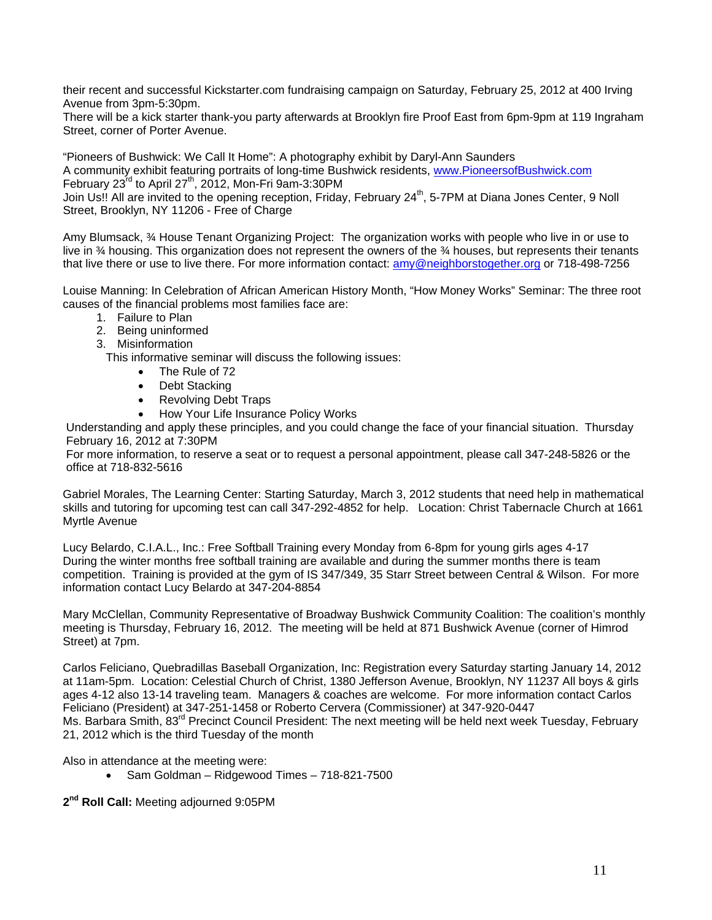their recent and successful Kickstarter.com fundraising campaign on Saturday, February 25, 2012 at 400 Irving Avenue from 3pm-5:30pm.
There will be a kick starter thank-you party afterwards at Brooklyn fire Proof East from 6pm-9pm at 119 Ingraham Street, corner of Porter Avenue.

"Pioneers of Bushwick: We Call It Home": A photography exhibit by Daryl-Ann Saunders
A community exhibit featuring portraits of long-time Bushwick residents, www.PioneersofBushwick.com
February 23rd to April 27th, 2012, Mon-Fri 9am-3:30PM
Join Us!! All are invited to the opening reception, Friday, February 24th, 5-7PM at Diana Jones Center, 9 Noll Street, Brooklyn, NY 11206 - Free of Charge

Amy Blumsack, ¾ House Tenant Organizing Project: The organization works with people who live in or use to live in ¾ housing. This organization does not represent the owners of the ¾ houses, but represents their tenants that live there or use to live there. For more information contact: amy@neighborstogether.org or 718-498-7256

Louise Manning: In Celebration of African American History Month, "How Money Works" Seminar: The three root causes of the financial problems most families face are:

1. Failure to Plan
2. Being uninformed
3. Misinformation

This informative seminar will discuss the following issues:

- The Rule of 72
- Debt Stacking
- Revolving Debt Traps
- How Your Life Insurance Policy Works

Understanding and apply these principles, and you could change the face of your financial situation. Thursday February 16, 2012 at 7:30PM
For more information, to reserve a seat or to request a personal appointment, please call 347-248-5826 or the office at 718-832-5616

Gabriel Morales, The Learning Center: Starting Saturday, March 3, 2012 students that need help in mathematical skills and tutoring for upcoming test can call 347-292-4852 for help. Location: Christ Tabernacle Church at 1661 Myrtle Avenue

Lucy Belardo, C.I.A.L., Inc.: Free Softball Training every Monday from 6-8pm for young girls ages 4-17
During the winter months free softball training are available and during the summer months there is team competition. Training is provided at the gym of IS 347/349, 35 Starr Street between Central & Wilson. For more information contact Lucy Belardo at 347-204-8854

Mary McClellan, Community Representative of Broadway Bushwick Community Coalition: The coalition's monthly meeting is Thursday, February 16, 2012. The meeting will be held at 871 Bushwick Avenue (corner of Himrod Street) at 7pm.

Carlos Feliciano, Quebradillas Baseball Organization, Inc: Registration every Saturday starting January 14, 2012 at 11am-5pm. Location: Celestial Church of Christ, 1380 Jefferson Avenue, Brooklyn, NY 11237 All boys & girls ages 4-12 also 13-14 traveling team. Managers & coaches are welcome. For more information contact Carlos Feliciano (President) at 347-251-1458 or Roberto Cervera (Commissioner) at 347-920-0447
Ms. Barbara Smith, 83rd Precinct Council President: The next meeting will be held next week Tuesday, February 21, 2012 which is the third Tuesday of the month

Also in attendance at the meeting were:

- Sam Goldman – Ridgewood Times – 718-821-7500

**2nd Roll Call:** Meeting adjourned 9:05PM